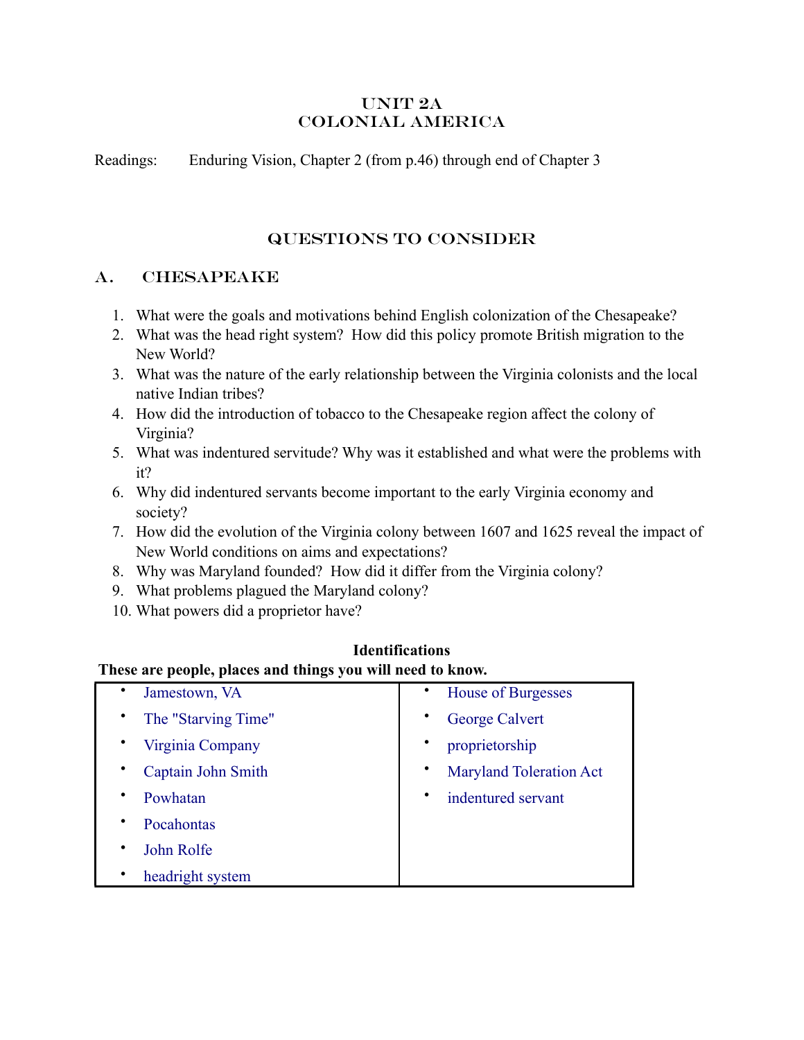# Unit 2A
# Colonial America

Readings: Enduring Vision, Chapter 2 (from p.46) through end of Chapter 3

## Questions to Consider

### A. Chesapeake

1. What were the goals and motivations behind English colonization of the Chesapeake?
2. What was the head right system? How did this policy promote British migration to the New World?
3. What was the nature of the early relationship between the Virginia colonists and the local native Indian tribes?
4. How did the introduction of tobacco to the Chesapeake region affect the colony of Virginia?
5. What was indentured servitude? Why was it established and what were the problems with it?
6. Why did indentured servants become important to the early Virginia economy and society?
7. How did the evolution of the Virginia colony between 1607 and 1625 reveal the impact of New World conditions on aims and expectations?
8. Why was Maryland founded? How did it differ from the Virginia colony?
9. What problems plagued the Maryland colony?
10. What powers did a proprietor have?

**Identifications**

**These are people, places and things you will need to know.**

| | |
|---|---|
| • Jamestown, VA | • House of Burgesses |
| • The "Starving Time" | • George Calvert |
| • Virginia Company | • proprietorship |
| • Captain John Smith | • Maryland Toleration Act |
| • Powhatan | • indentured servant |
| • Pocahontas | |
| • John Rolfe | |
| • headright system | |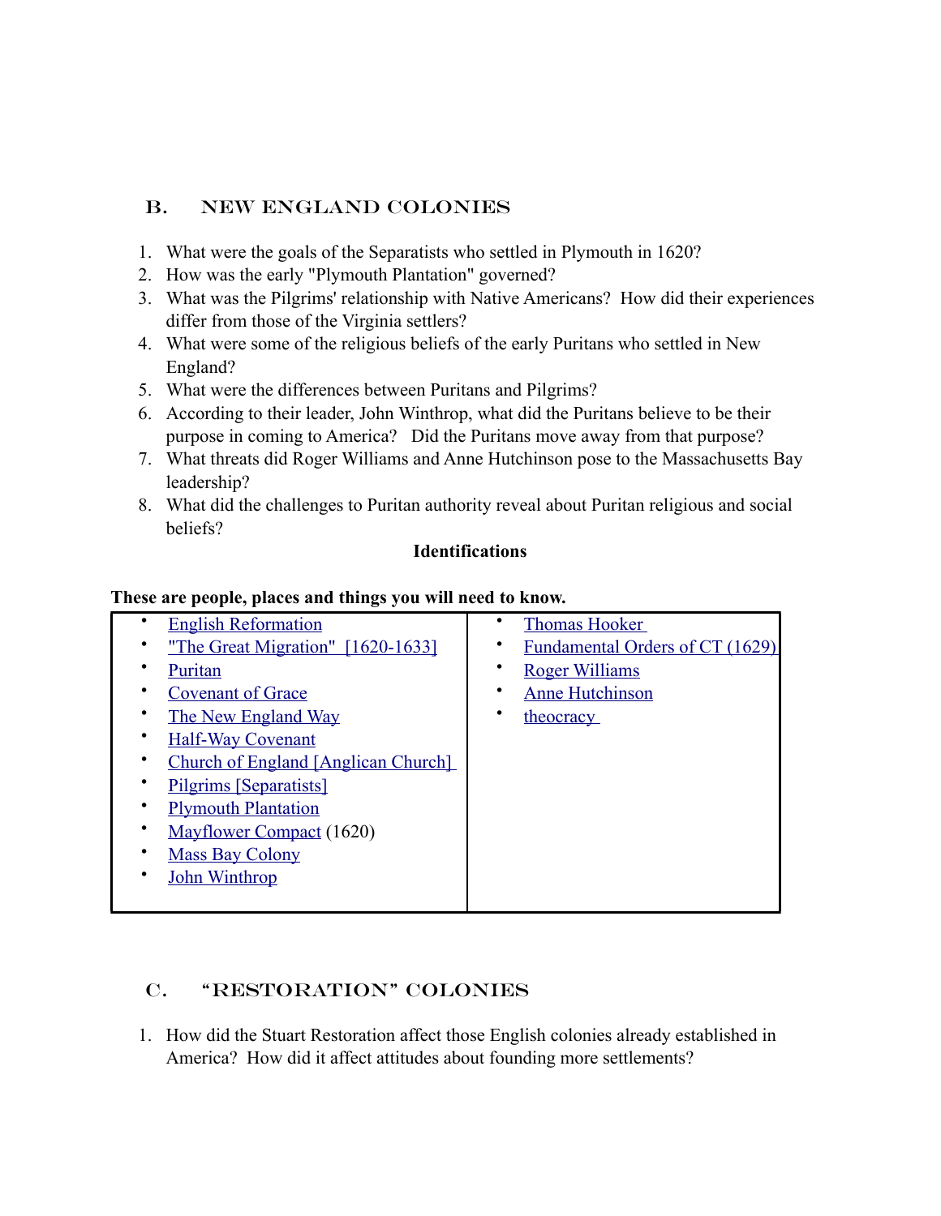## B. NEW ENGLAND COLONIES

1. What were the goals of the Separatists who settled in Plymouth in 1620?
2. How was the early "Plymouth Plantation" governed?
3. What was the Pilgrims' relationship with Native Americans? How did their experiences differ from those of the Virginia settlers?
4. What were some of the religious beliefs of the early Puritans who settled in New England?
5. What were the differences between Puritans and Pilgrims?
6. According to their leader, John Winthrop, what did the Puritans believe to be their purpose in coming to America? Did the Puritans move away from that purpose?
7. What threats did Roger Williams and Anne Hutchinson pose to the Massachusetts Bay leadership?
8. What did the challenges to Puritan authority reveal about Puritan religious and social beliefs?

**Identifications**

**These are people, places and things you will need to know.**

| | |
|---|---|
| • English Reformation | • Thomas Hooker |
| • "The Great Migration" [1620-1633] | • Fundamental Orders of CT (1629) |
| • Puritan | • Roger Williams |
| • Covenant of Grace | • Anne Hutchinson |
| • The New England Way | • theocracy |
| • Half-Way Covenant | |
| • Church of England [Anglican Church] | |
| • Pilgrims [Separatists] | |
| • Plymouth Plantation | |
| • Mayflower Compact (1620) | |
| • Mass Bay Colony | |
| • John Winthrop | |

## C. "RESTORATION" COLONIES

1. How did the Stuart Restoration affect those English colonies already established in America? How did it affect attitudes about founding more settlements?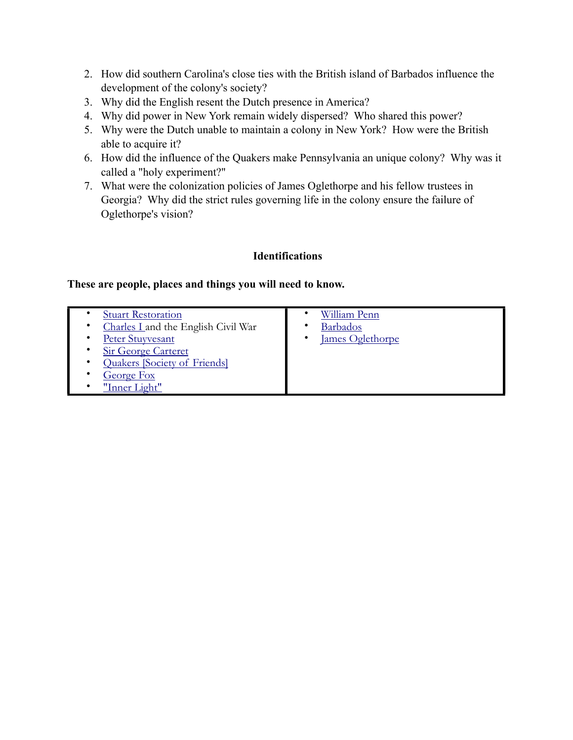2. How did southern Carolina's close ties with the British island of Barbados influence the development of the colony's society?
3. Why did the English resent the Dutch presence in America?
4. Why did power in New York remain widely dispersed? Who shared this power?
5. Why were the Dutch unable to maintain a colony in New York? How were the British able to acquire it?
6. How did the influence of the Quakers make Pennsylvania an unique colony? Why was it called a "holy experiment?"
7. What were the colonization policies of James Oglethorpe and his fellow trustees in Georgia? Why did the strict rules governing life in the colony ensure the failure of Oglethorpe's vision?

## Identifications

**These are people, places and things you will need to know.**

| | |
|---|---|
| • Stuart Restoration<br>• Charles I and the English Civil War<br>• Peter Stuyvesant<br>• Sir George Carteret<br>• Quakers [Society of Friends]<br>• George Fox<br>• "Inner Light" | • William Penn<br>• Barbados<br>• James Oglethorpe |